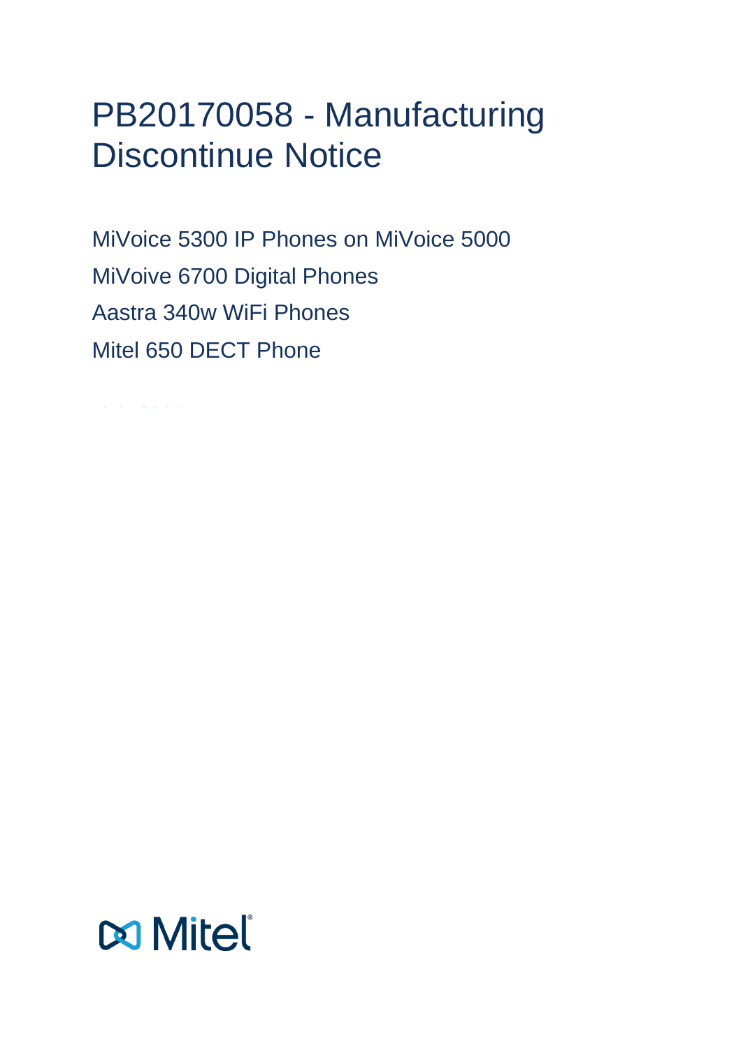# PB20170058 - Manufacturing Discontinue Notice

MiVoice 5300 IP Phones on MiVoice 5000

MiVoive 6700 Digital Phones

Aastra 340w WiFi Phones

Mitel 650 DECT Phone

Mitel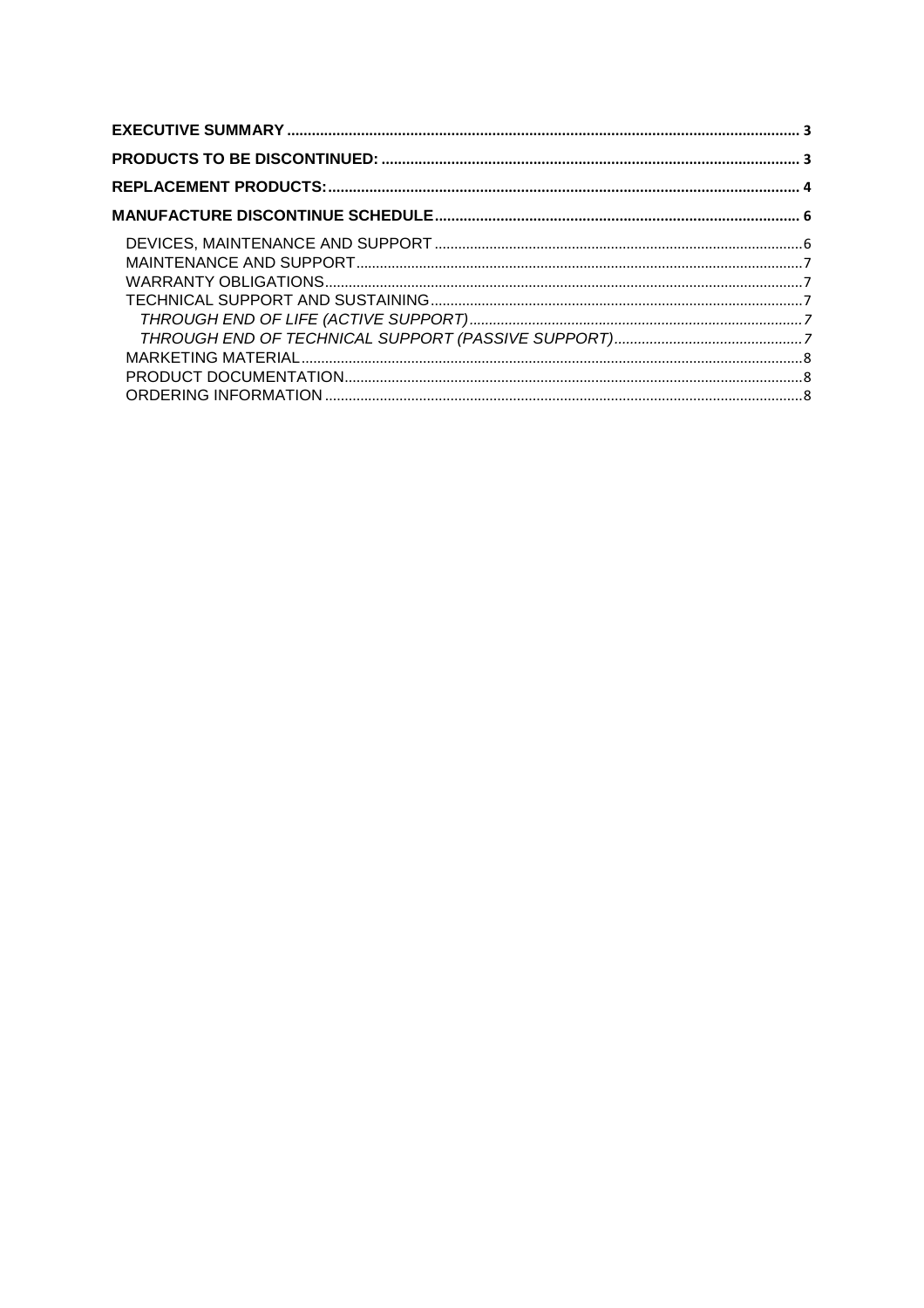**EXECUTIVE SUMMARY** .......... 3

**PRODUCTS TO BE DISCONTINUED:** .......... 3

**REPLACEMENT PRODUCTS:** .......... 4

**MANUFACTURE DISCONTINUE SCHEDULE** .......... 6

- DEVICES, MAINTENANCE AND SUPPORT .......... 6
- MAINTENANCE AND SUPPORT .......... 7
- WARRANTY OBLIGATIONS .......... 7
- TECHNICAL SUPPORT AND SUSTAINING .......... 7
  - *THROUGH END OF LIFE (ACTIVE SUPPORT)* .......... 7
  - *THROUGH END OF TECHNICAL SUPPORT (PASSIVE SUPPORT)* .......... 7
- MARKETING MATERIAL .......... 8
- PRODUCT DOCUMENTATION .......... 8
- ORDERING INFORMATION .......... 8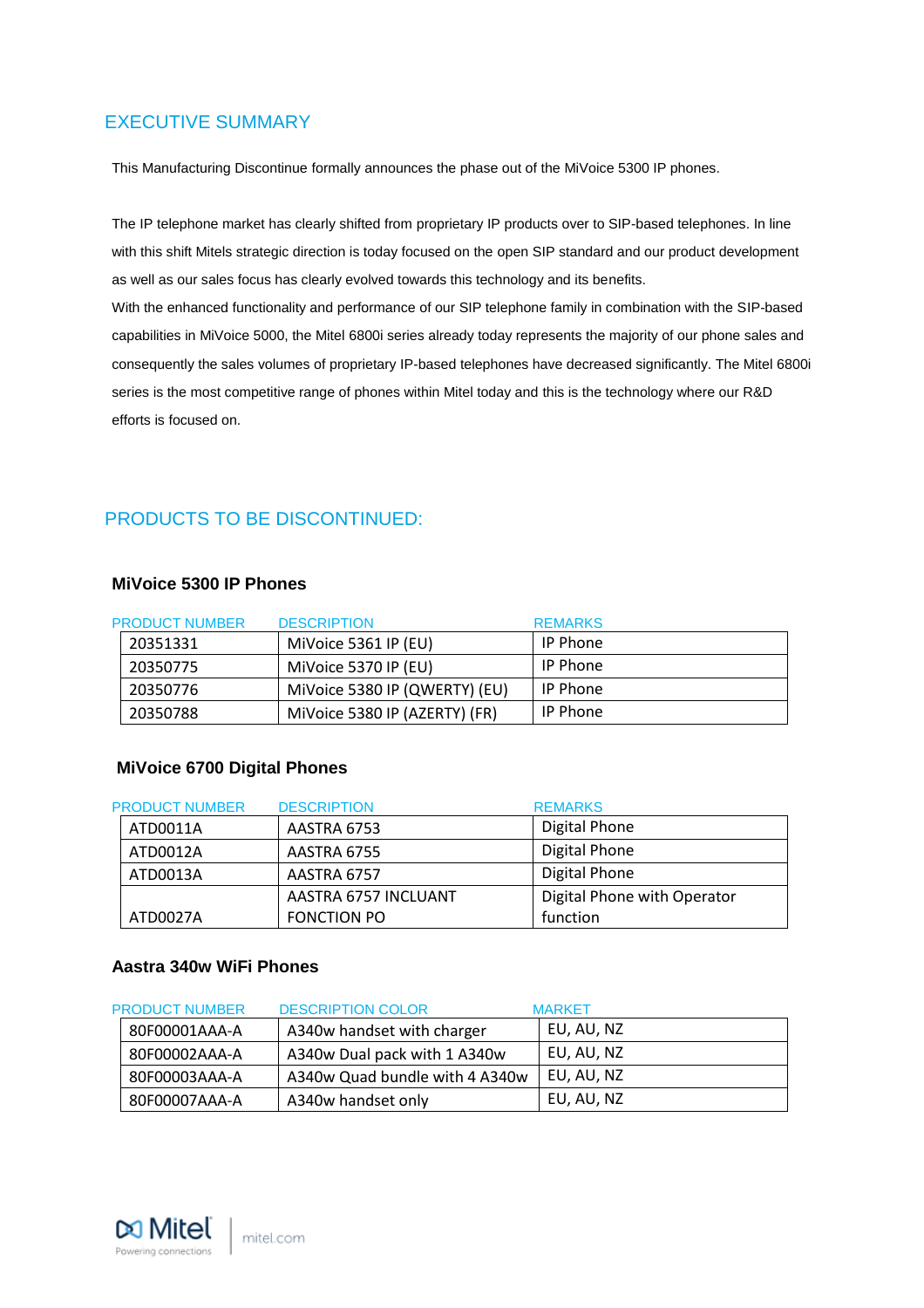## EXECUTIVE SUMMARY

This Manufacturing Discontinue formally announces the phase out of the MiVoice 5300 IP phones.

The IP telephone market has clearly shifted from proprietary IP products over to SIP-based telephones. In line with this shift Mitels strategic direction is today focused on the open SIP standard and our product development as well as our sales focus has clearly evolved towards this technology and its benefits.
With the enhanced functionality and performance of our SIP telephone family in combination with the SIP-based capabilities in MiVoice 5000, the Mitel 6800i series already today represents the majority of our phone sales and consequently the sales volumes of proprietary IP-based telephones have decreased significantly. The Mitel 6800i series is the most competitive range of phones within Mitel today and this is the technology where our R&D efforts is focused on.

## PRODUCTS TO BE DISCONTINUED:

### MiVoice 5300 IP Phones

| PRODUCT NUMBER | DESCRIPTION | REMARKS |
|---|---|---|
| 20351331 | MiVoice 5361 IP (EU) | IP Phone |
| 20350775 | MiVoice 5370 IP (EU) | IP Phone |
| 20350776 | MiVoice 5380 IP (QWERTY) (EU) | IP Phone |
| 20350788 | MiVoice 5380 IP (AZERTY) (FR) | IP Phone |

### MiVoice 6700 Digital Phones

| PRODUCT NUMBER | DESCRIPTION | REMARKS |
|---|---|---|
| ATD0011A | AASTRA 6753 | Digital Phone |
| ATD0012A | AASTRA 6755 | Digital Phone |
| ATD0013A | AASTRA 6757 | Digital Phone |
| ATD0027A | AASTRA 6757 INCLUANT FONCTION PO | Digital Phone with Operator function |

### Aastra 340w WiFi Phones

| PRODUCT NUMBER | DESCRIPTION COLOR | MARKET |
|---|---|---|
| 80F00001AAA-A | A340w handset with charger | EU, AU, NZ |
| 80F00002AAA-A | A340w Dual pack with 1 A340w | EU, AU, NZ |
| 80F00003AAA-A | A340w Quad bundle with 4 A340w | EU, AU, NZ |
| 80F00007AAA-A | A340w handset only | EU, AU, NZ |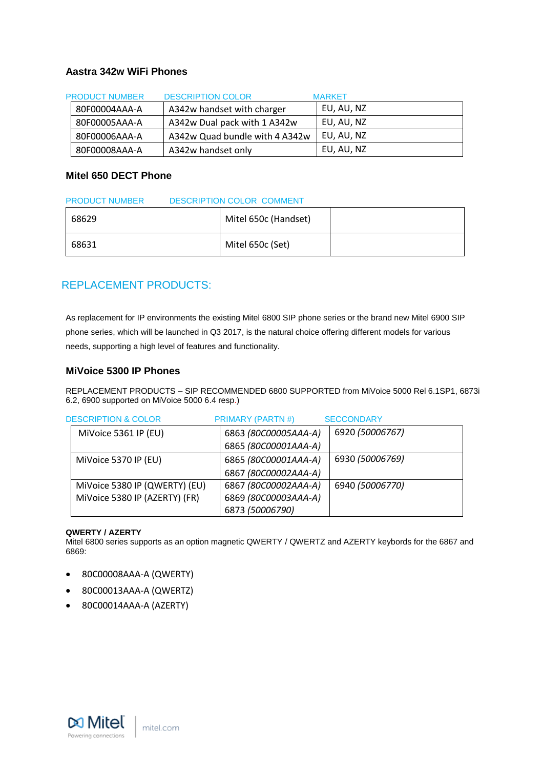### Aastra 342w WiFi Phones

| PRODUCT NUMBER | DESCRIPTION COLOR | MARKET |
|---|---|---|
| 80F00004AAA-A | A342w handset with charger | EU, AU, NZ |
| 80F00005AAA-A | A342w Dual pack with 1 A342w | EU, AU, NZ |
| 80F00006AAA-A | A342w Quad bundle with 4 A342w | EU, AU, NZ |
| 80F00008AAA-A | A342w handset only | EU, AU, NZ |

### Mitel 650 DECT Phone

| PRODUCT NUMBER | DESCRIPTION COLOR | COMMENT |
|---|---|---|
| 68629 | Mitel 650c (Handset) | |
| 68631 | Mitel 650c (Set) | |

## REPLACEMENT PRODUCTS:

As replacement for IP environments the existing Mitel 6800 SIP phone series or the brand new Mitel 6900 SIP phone series, which will be launched in Q3 2017, is the natural choice offering different models for various needs, supporting a high level of features and functionality.

### MiVoice 5300 IP Phones

REPLACEMENT PRODUCTS – SIP RECOMMENDED 6800 SUPPORTED from MiVoice 5000 Rel 6.1SP1, 6873i 6.2, 6900 supported on MiVoice 5000 6.4 resp.)

| DESCRIPTION & COLOR | PRIMARY (PARTN #) | SECCONDARY |
|---|---|---|
| MiVoice 5361 IP (EU) | 6863 *(80C00005AAA-A)*<br>6865 *(80C00001AAA-A)* | 6920 *(50006767)* |
| MiVoice 5370 IP (EU) | 6865 *(80C00001AAA-A)*<br>6867 *(80C00002AAA-A)* | 6930 *(50006769)* |
| MiVoice 5380 IP (QWERTY) (EU)<br>MiVoice 5380 IP (AZERTY) (FR) | 6867 *(80C00002AAA-A)*<br>6869 *(80C00003AAA-A)*<br>6873 *(50006790)* | 6940 *(50006770)* |

**QWERTY / AZERTY**
Mitel 6800 series supports as an option magnetic QWERTY / QWERTZ and AZERTY keybords for the 6867 and 6869:

- 80C00008AAA-A (QWERTY)
- 80C00013AAA-A (QWERTZ)
- 80C00014AAA-A (AZERTY)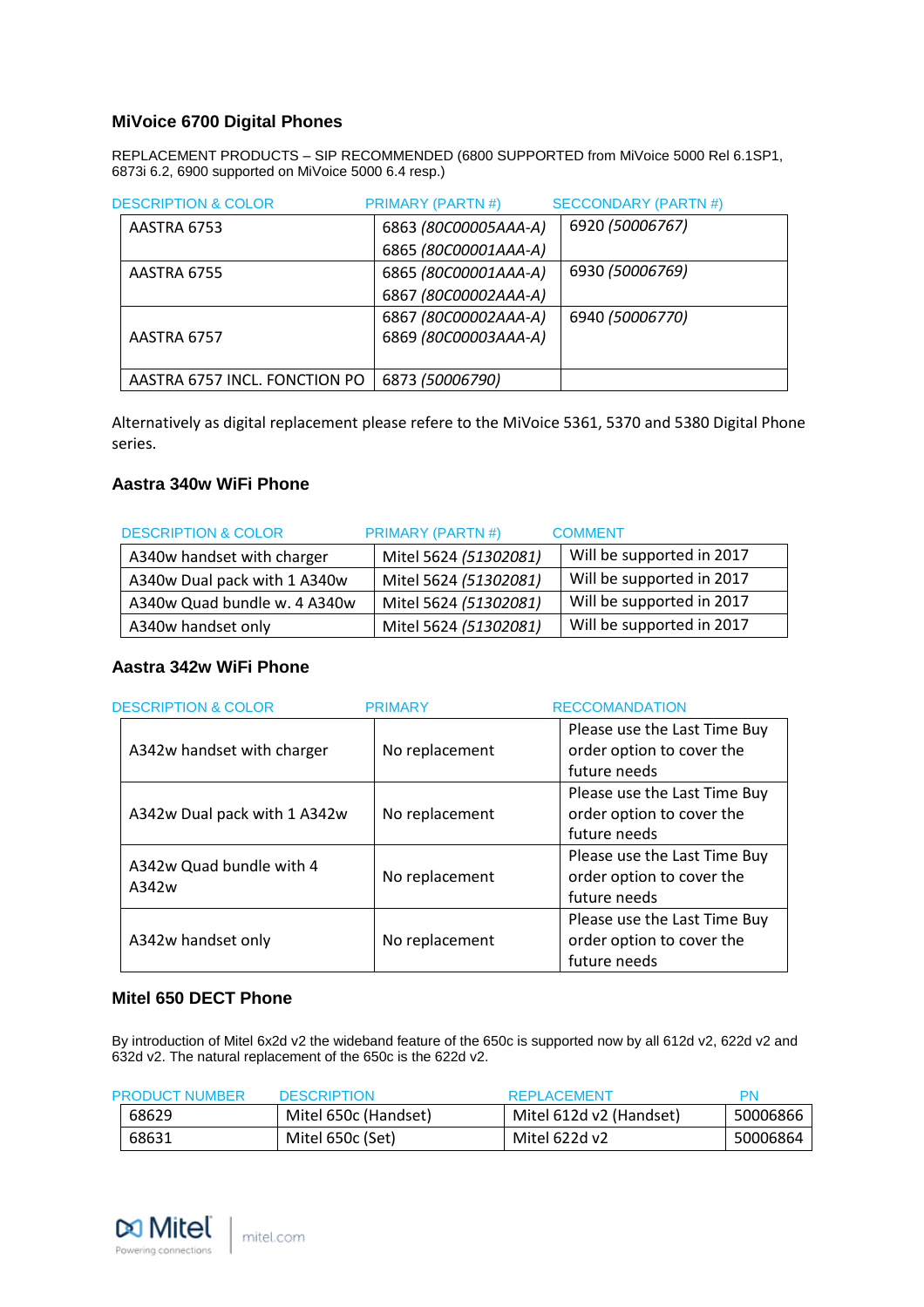### MiVoice 6700 Digital Phones

REPLACEMENT PRODUCTS – SIP RECOMMENDED (6800 SUPPORTED from MiVoice 5000 Rel 6.1SP1, 6873i 6.2, 6900 supported on MiVoice 5000 6.4 resp.)

| DESCRIPTION & COLOR | PRIMARY (PARTN #) | SECCONDARY (PARTN #) |
|---|---|---|
| AASTRA 6753 | 6863 *(80C00005AAA-A)*<br>6865 *(80C00001AAA-A)* | 6920 *(50006767)* |
| AASTRA 6755 | 6865 *(80C00001AAA-A)*<br>6867 *(80C00002AAA-A)* | 6930 *(50006769)* |
| AASTRA 6757 | 6867 *(80C00002AAA-A)*<br>6869 *(80C00003AAA-A)* | 6940 *(50006770)* |
| AASTRA 6757 INCL. FONCTION PO | 6873 *(50006790)* | |

Alternatively as digital replacement please refere to the MiVoice 5361, 5370 and 5380 Digital Phone series.

### Aastra 340w WiFi Phone

| DESCRIPTION & COLOR | PRIMARY (PARTN #) | COMMENT |
|---|---|---|
| A340w handset with charger | Mitel 5624 *(51302081)* | Will be supported in 2017 |
| A340w Dual pack with 1 A340w | Mitel 5624 *(51302081)* | Will be supported in 2017 |
| A340w Quad bundle w. 4 A340w | Mitel 5624 *(51302081)* | Will be supported in 2017 |
| A340w handset only | Mitel 5624 *(51302081)* | Will be supported in 2017 |

### Aastra 342w WiFi Phone

| DESCRIPTION & COLOR | PRIMARY | RECCOMANDATION |
|---|---|---|
| A342w handset with charger | No replacement | Please use the Last Time Buy order option to cover the future needs |
| A342w Dual pack with 1 A342w | No replacement | Please use the Last Time Buy order option to cover the future needs |
| A342w Quad bundle with 4 A342w | No replacement | Please use the Last Time Buy order option to cover the future needs |
| A342w handset only | No replacement | Please use the Last Time Buy order option to cover the future needs |

### Mitel 650 DECT Phone

By introduction of Mitel 6x2d v2 the wideband feature of the 650c is supported now by all 612d v2, 622d v2 and 632d v2. The natural replacement of the 650c is the 622d v2.

| PRODUCT NUMBER | DESCRIPTION | REPLACEMENT | PN |
|---|---|---|---|
| 68629 | Mitel 650c (Handset) | Mitel 612d v2 (Handset) | 50006866 |
| 68631 | Mitel 650c (Set) | Mitel 622d v2 | 50006864 |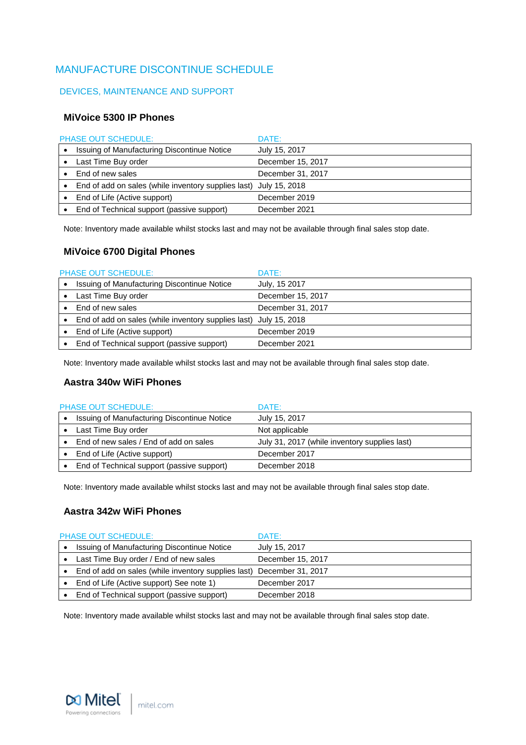# MANUFACTURE DISCONTINUE SCHEDULE

## DEVICES, MAINTENANCE AND SUPPORT

### MiVoice 5300 IP Phones

| PHASE OUT SCHEDULE: | DATE: |
|---|---|
| • Issuing of Manufacturing Discontinue Notice | July 15, 2017 |
| • Last Time Buy order | December 15, 2017 |
| • End of new sales | December 31, 2017 |
| • End of add on sales (while inventory supplies last) | July 15, 2018 |
| • End of Life (Active support) | December 2019 |
| • End of Technical support (passive support) | December 2021 |

Note: Inventory made available whilst stocks last and may not be available through final sales stop date.

### MiVoice 6700 Digital Phones

| PHASE OUT SCHEDULE: | DATE: |
|---|---|
| • Issuing of Manufacturing Discontinue Notice | July, 15 2017 |
| • Last Time Buy order | December 15, 2017 |
| • End of new sales | December 31, 2017 |
| • End of add on sales (while inventory supplies last) | July 15, 2018 |
| • End of Life (Active support) | December 2019 |
| • End of Technical support (passive support) | December 2021 |

Note: Inventory made available whilst stocks last and may not be available through final sales stop date.

### Aastra 340w WiFi Phones

| PHASE OUT SCHEDULE: | DATE: |
|---|---|
| • Issuing of Manufacturing Discontinue Notice | July 15, 2017 |
| • Last Time Buy order | Not applicable |
| • End of new sales / End of add on sales | July 31, 2017 (while inventory supplies last) |
| • End of Life (Active support) | December 2017 |
| • End of Technical support (passive support) | December 2018 |

Note: Inventory made available whilst stocks last and may not be available through final sales stop date.

### Aastra 342w WiFi Phones

| PHASE OUT SCHEDULE: | DATE: |
|---|---|
| • Issuing of Manufacturing Discontinue Notice | July 15, 2017 |
| • Last Time Buy order / End of new sales | December 15, 2017 |
| • End of add on sales (while inventory supplies last) | December 31, 2017 |
| • End of Life (Active support) See note 1) | December 2017 |
| • End of Technical support (passive support) | December 2018 |

Note: Inventory made available whilst stocks last and may not be available through final sales stop date.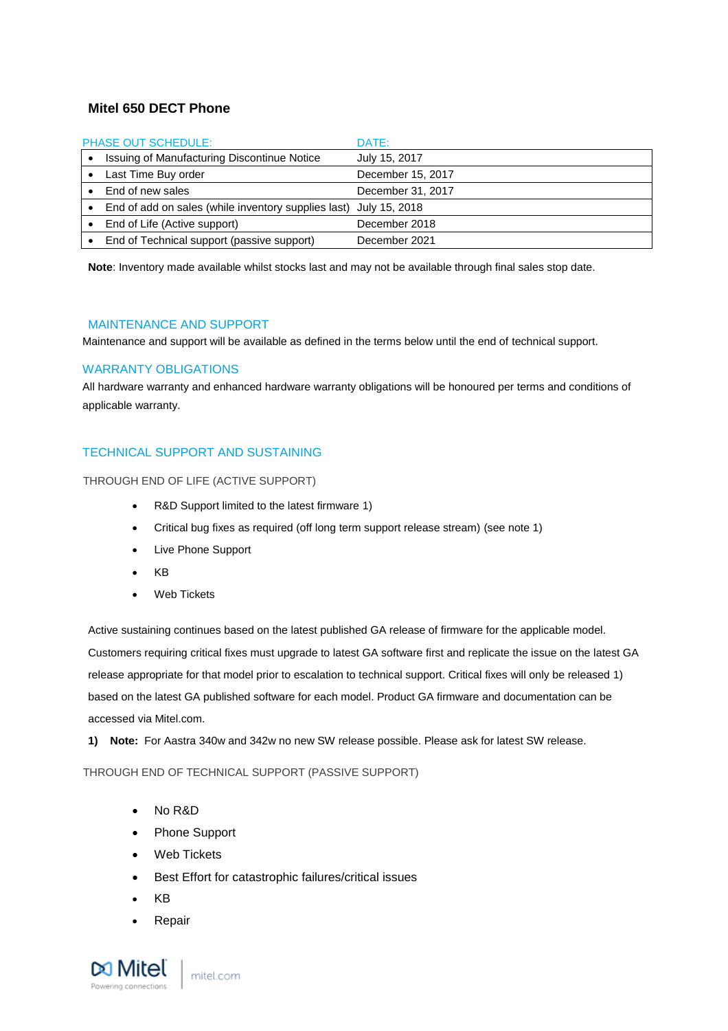## Mitel 650 DECT Phone

| PHASE OUT SCHEDULE: | DATE: |
| --- | --- |
| • Issuing of Manufacturing Discontinue Notice | July 15, 2017 |
| • Last Time Buy order | December 15, 2017 |
| • End of new sales | December 31, 2017 |
| • End of add on sales (while inventory supplies last) | July 15, 2018 |
| • End of Life (Active support) | December 2018 |
| • End of Technical support (passive support) | December 2021 |

**Note**: Inventory made available whilst stocks last and may not be available through final sales stop date.

### MAINTENANCE AND SUPPORT

Maintenance and support will be available as defined in the terms below until the end of technical support.

### WARRANTY OBLIGATIONS

All hardware warranty and enhanced hardware warranty obligations will be honoured per terms and conditions of applicable warranty.

### TECHNICAL SUPPORT AND SUSTAINING

THROUGH END OF LIFE (ACTIVE SUPPORT)

- R&D Support limited to the latest firmware 1)
- Critical bug fixes as required (off long term support release stream) (see note 1)
- Live Phone Support
- KB
- Web Tickets

Active sustaining continues based on the latest published GA release of firmware for the applicable model. Customers requiring critical fixes must upgrade to latest GA software first and replicate the issue on the latest GA release appropriate for that model prior to escalation to technical support. Critical fixes will only be released 1) based on the latest GA published software for each model. Product GA firmware and documentation can be accessed via Mitel.com.

**1) Note:** For Aastra 340w and 342w no new SW release possible. Please ask for latest SW release.

THROUGH END OF TECHNICAL SUPPORT (PASSIVE SUPPORT)

- No R&D
- Phone Support
- Web Tickets
- Best Effort for catastrophic failures/critical issues
- KB
- Repair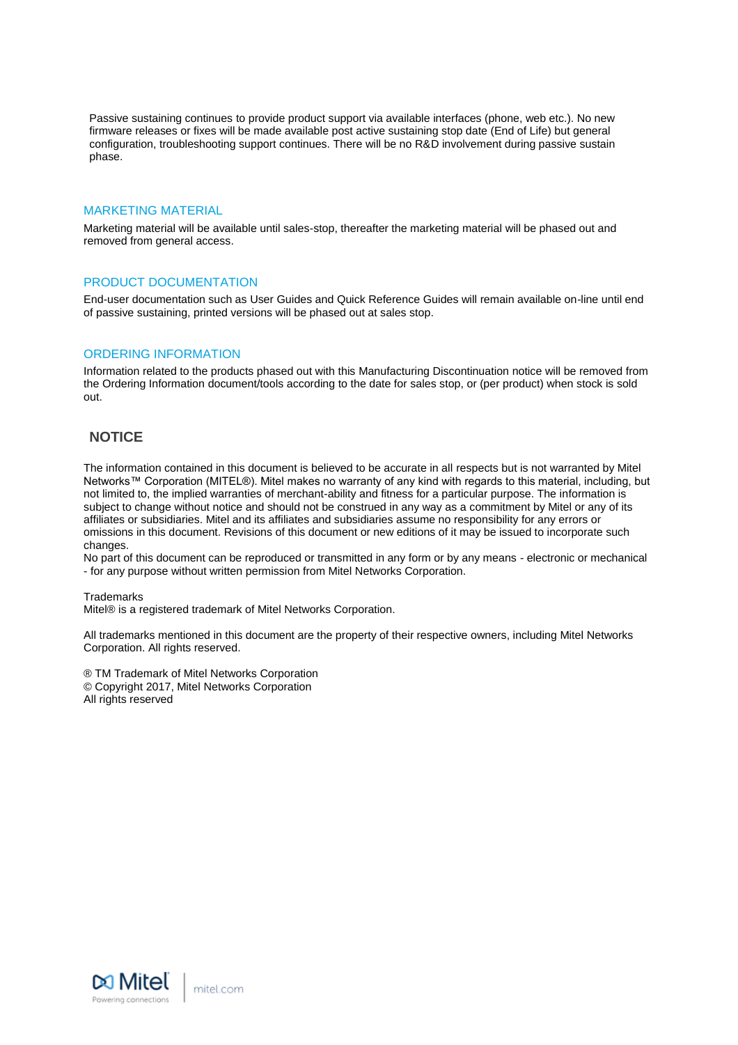Passive sustaining continues to provide product support via available interfaces (phone, web etc.). No new firmware releases or fixes will be made available post active sustaining stop date (End of Life) but general configuration, troubleshooting support continues. There will be no R&D involvement during passive sustain phase.

## MARKETING MATERIAL

Marketing material will be available until sales-stop, thereafter the marketing material will be phased out and removed from general access.

## PRODUCT DOCUMENTATION

End-user documentation such as User Guides and Quick Reference Guides will remain available on-line until end of passive sustaining, printed versions will be phased out at sales stop.

## ORDERING INFORMATION

Information related to the products phased out with this Manufacturing Discontinuation notice will be removed from the Ordering Information document/tools according to the date for sales stop, or (per product) when stock is sold out.

## NOTICE

The information contained in this document is believed to be accurate in all respects but is not warranted by Mitel Networks™ Corporation (MITEL®). Mitel makes no warranty of any kind with regards to this material, including, but not limited to, the implied warranties of merchant-ability and fitness for a particular purpose. The information is subject to change without notice and should not be construed in any way as a commitment by Mitel or any of its affiliates or subsidiaries. Mitel and its affiliates and subsidiaries assume no responsibility for any errors or omissions in this document. Revisions of this document or new editions of it may be issued to incorporate such changes.
No part of this document can be reproduced or transmitted in any form or by any means - electronic or mechanical - for any purpose without written permission from Mitel Networks Corporation.

Trademarks
Mitel® is a registered trademark of Mitel Networks Corporation.

All trademarks mentioned in this document are the property of their respective owners, including Mitel Networks Corporation. All rights reserved.

® TM Trademark of Mitel Networks Corporation
© Copyright 2017, Mitel Networks Corporation
All rights reserved

Mitel Powering connections | mitel.com